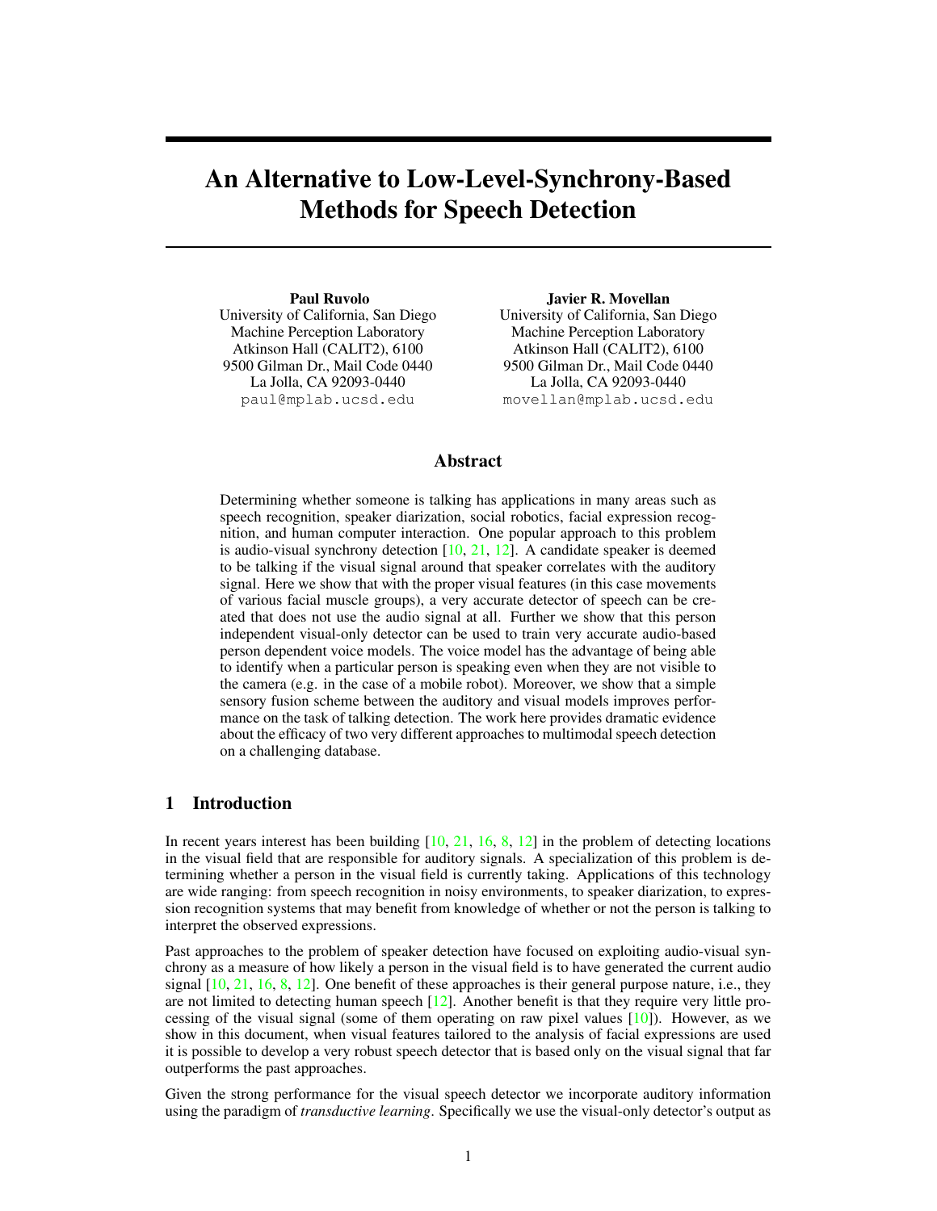# An Alternative to Low-Level-Synchrony-Based Methods for Speech Detection

**Paul Ruvolo**
University of California, San Diego
Machine Perception Laboratory
Atkinson Hall (CALIT2), 6100
9500 Gilman Dr., Mail Code 0440
La Jolla, CA 92093-0440
paul@mplab.ucsd.edu

**Javier R. Movellan**
University of California, San Diego
Machine Perception Laboratory
Atkinson Hall (CALIT2), 6100
9500 Gilman Dr., Mail Code 0440
La Jolla, CA 92093-0440
movellan@mplab.ucsd.edu

## Abstract

Determining whether someone is talking has applications in many areas such as speech recognition, speaker diarization, social robotics, facial expression recognition, and human computer interaction. One popular approach to this problem is audio-visual synchrony detection [10, 21, 12]. A candidate speaker is deemed to be talking if the visual signal around that speaker correlates with the auditory signal. Here we show that with the proper visual features (in this case movements of various facial muscle groups), a very accurate detector of speech can be created that does not use the audio signal at all. Further we show that this person independent visual-only detector can be used to train very accurate audio-based person dependent voice models. The voice model has the advantage of being able to identify when a particular person is speaking even when they are not visible to the camera (e.g. in the case of a mobile robot). Moreover, we show that a simple sensory fusion scheme between the auditory and visual models improves performance on the task of talking detection. The work here provides dramatic evidence about the efficacy of two very different approaches to multimodal speech detection on a challenging database.

## 1 Introduction

In recent years interest has been building [10, 21, 16, 8, 12] in the problem of detecting locations in the visual field that are responsible for auditory signals. A specialization of this problem is determining whether a person in the visual field is currently taking. Applications of this technology are wide ranging: from speech recognition in noisy environments, to speaker diarization, to expression recognition systems that may benefit from knowledge of whether or not the person is talking to interpret the observed expressions.

Past approaches to the problem of speaker detection have focused on exploiting audio-visual synchrony as a measure of how likely a person in the visual field is to have generated the current audio signal [10, 21, 16, 8, 12]. One benefit of these approaches is their general purpose nature, i.e., they are not limited to detecting human speech [12]. Another benefit is that they require very little processing of the visual signal (some of them operating on raw pixel values [10]). However, as we show in this document, when visual features tailored to the analysis of facial expressions are used it is possible to develop a very robust speech detector that is based only on the visual signal that far outperforms the past approaches.

Given the strong performance for the visual speech detector we incorporate auditory information using the paradigm of *transductive learning*. Specifically we use the visual-only detector's output as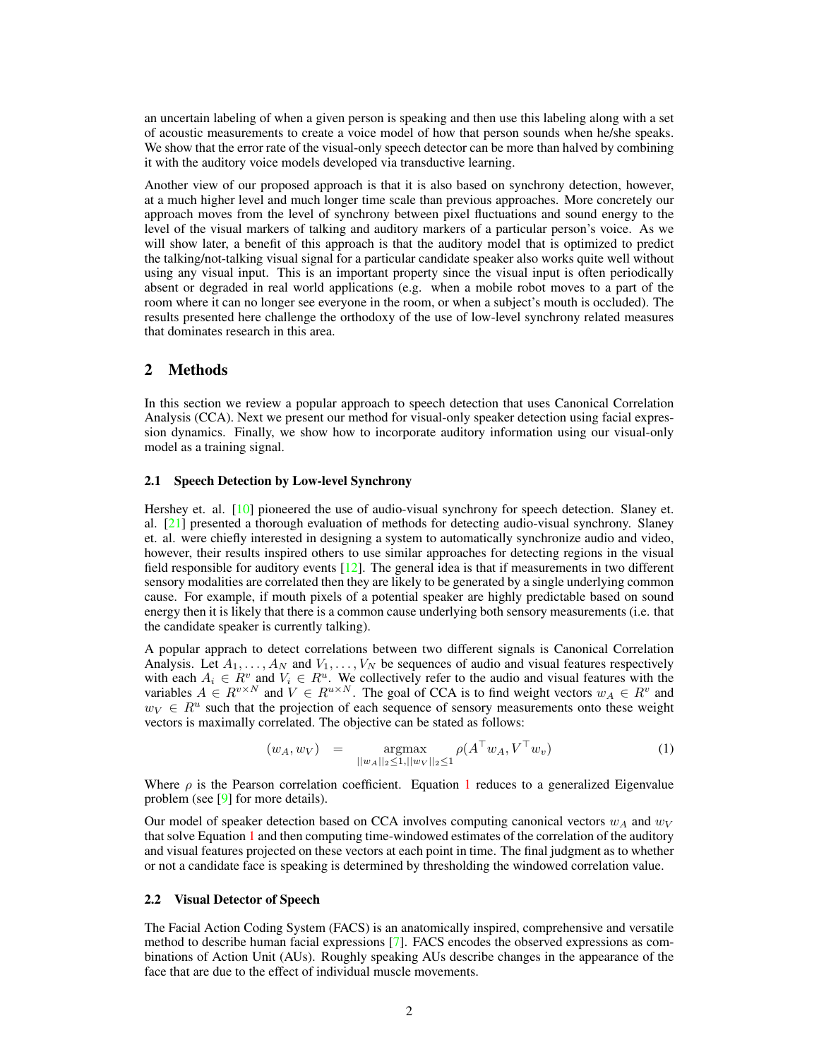an uncertain labeling of when a given person is speaking and then use this labeling along with a set of acoustic measurements to create a voice model of how that person sounds when he/she speaks. We show that the error rate of the visual-only speech detector can be more than halved by combining it with the auditory voice models developed via transductive learning.

Another view of our proposed approach is that it is also based on synchrony detection, however, at a much higher level and much longer time scale than previous approaches. More concretely our approach moves from the level of synchrony between pixel fluctuations and sound energy to the level of the visual markers of talking and auditory markers of a particular person's voice. As we will show later, a benefit of this approach is that the auditory model that is optimized to predict the talking/not-talking visual signal for a particular candidate speaker also works quite well without using any visual input. This is an important property since the visual input is often periodically absent or degraded in real world applications (e.g. when a mobile robot moves to a part of the room where it can no longer see everyone in the room, or when a subject's mouth is occluded). The results presented here challenge the orthodoxy of the use of low-level synchrony related measures that dominates research in this area.

## 2 Methods

In this section we review a popular approach to speech detection that uses Canonical Correlation Analysis (CCA). Next we present our method for visual-only speaker detection using facial expression dynamics. Finally, we show how to incorporate auditory information using our visual-only model as a training signal.

### 2.1 Speech Detection by Low-level Synchrony

Hershey et. al. [10] pioneered the use of audio-visual synchrony for speech detection. Slaney et. al. [21] presented a thorough evaluation of methods for detecting audio-visual synchrony. Slaney et. al. were chiefly interested in designing a system to automatically synchronize audio and video, however, their results inspired others to use similar approaches for detecting regions in the visual field responsible for auditory events [12]. The general idea is that if measurements in two different sensory modalities are correlated then they are likely to be generated by a single underlying common cause. For example, if mouth pixels of a potential speaker are highly predictable based on sound energy then it is likely that there is a common cause underlying both sensory measurements (i.e. that the candidate speaker is currently talking).

A popular apprach to detect correlations between two different signals is Canonical Correlation Analysis. Let $A_1, \ldots, A_N$ and $V_1, \ldots, V_N$ be sequences of audio and visual features respectively with each $A_i \in R^v$ and $V_i \in R^u$. We collectively refer to the audio and visual features with the variables $A \in R^{v \times N}$ and $V \in R^{u \times N}$. The goal of CCA is to find weight vectors $w_A \in R^v$ and $w_V \in R^u$ such that the projection of each sequence of sensory measurements onto these weight vectors is maximally correlated. The objective can be stated as follows:

$$(w_A, w_V) \quad = \quad \underset{||w_A||_2 \leq 1, ||w_V||_2 \leq 1}{\text{argmax}} \rho(A^\top w_A, V^\top w_v) \tag{1}$$

Where $\rho$ is the Pearson correlation coefficient. Equation 1 reduces to a generalized Eigenvalue problem (see [9] for more details).

Our model of speaker detection based on CCA involves computing canonical vectors $w_A$ and $w_V$ that solve Equation 1 and then computing time-windowed estimates of the correlation of the auditory and visual features projected on these vectors at each point in time. The final judgment as to whether or not a candidate face is speaking is determined by thresholding the windowed correlation value.

### 2.2 Visual Detector of Speech

The Facial Action Coding System (FACS) is an anatomically inspired, comprehensive and versatile method to describe human facial expressions [7]. FACS encodes the observed expressions as combinations of Action Unit (AUs). Roughly speaking AUs describe changes in the appearance of the face that are due to the effect of individual muscle movements.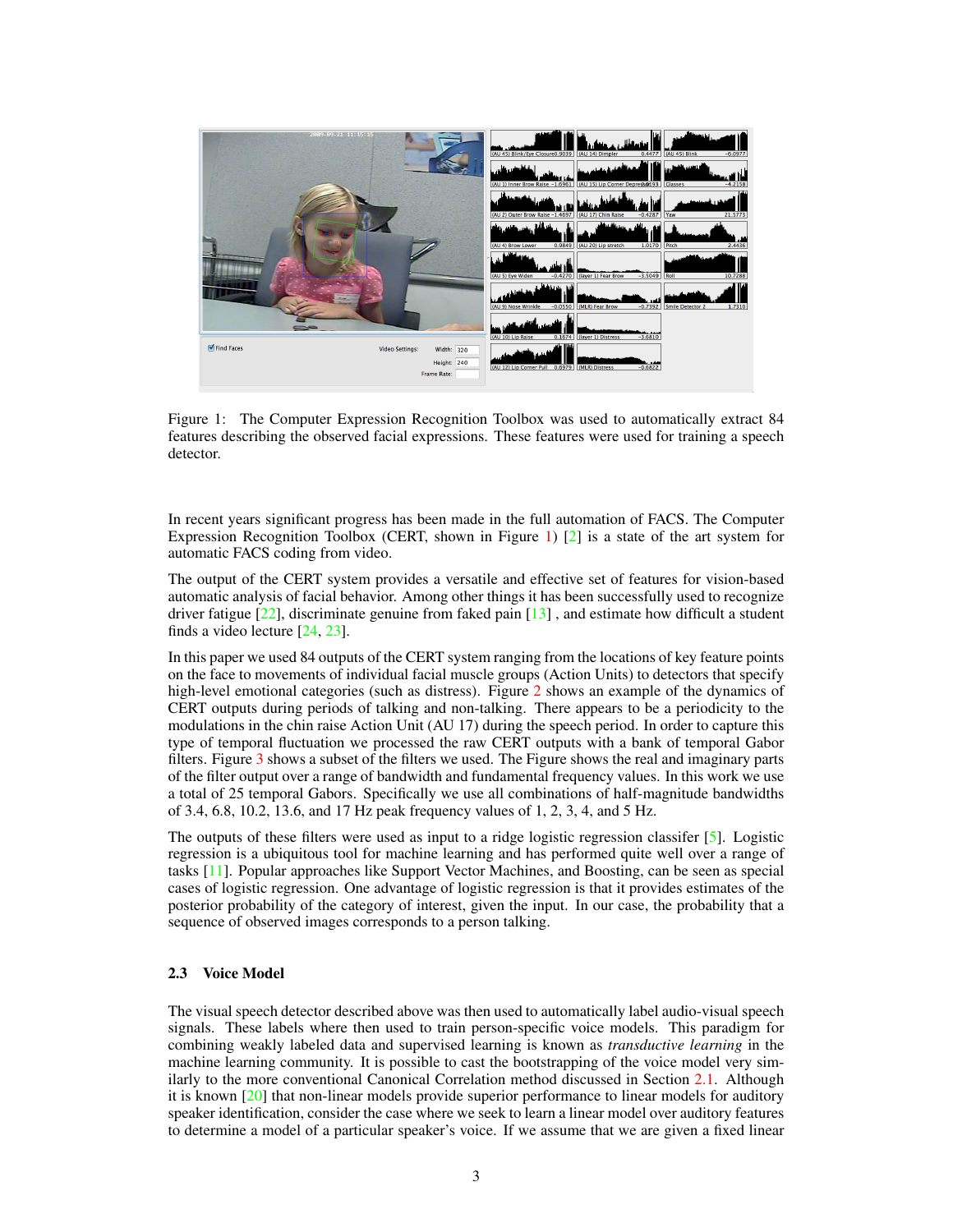Figure 1: The Computer Expression Recognition Toolbox was used to automatically extract 84 features describing the observed facial expressions. These features were used for training a speech detector.

In recent years significant progress has been made in the full automation of FACS. The Computer Expression Recognition Toolbox (CERT, shown in Figure 1) [2] is a state of the art system for automatic FACS coding from video.

The output of the CERT system provides a versatile and effective set of features for vision-based automatic analysis of facial behavior. Among other things it has been successfully used to recognize driver fatigue [22], discriminate genuine from faked pain [13] , and estimate how difficult a student finds a video lecture [24, 23].

In this paper we used 84 outputs of the CERT system ranging from the locations of key feature points on the face to movements of individual facial muscle groups (Action Units) to detectors that specify high-level emotional categories (such as distress). Figure 2 shows an example of the dynamics of CERT outputs during periods of talking and non-talking. There appears to be a periodicity to the modulations in the chin raise Action Unit (AU 17) during the speech period. In order to capture this type of temporal fluctuation we processed the raw CERT outputs with a bank of temporal Gabor filters. Figure 3 shows a subset of the filters we used. The Figure shows the real and imaginary parts of the filter output over a range of bandwidth and fundamental frequency values. In this work we use a total of 25 temporal Gabors. Specifically we use all combinations of half-magnitude bandwidths of 3.4, 6.8, 10.2, 13.6, and 17 Hz peak frequency values of 1, 2, 3, 4, and 5 Hz.

The outputs of these filters were used as input to a ridge logistic regression classifer [5]. Logistic regression is a ubiquitous tool for machine learning and has performed quite well over a range of tasks [11]. Popular approaches like Support Vector Machines, and Boosting, can be seen as special cases of logistic regression. One advantage of logistic regression is that it provides estimates of the posterior probability of the category of interest, given the input. In our case, the probability that a sequence of observed images corresponds to a person talking.

### 2.3 Voice Model

The visual speech detector described above was then used to automatically label audio-visual speech signals. These labels where then used to train person-specific voice models. This paradigm for combining weakly labeled data and supervised learning is known as *transductive learning* in the machine learning community. It is possible to cast the bootstrapping of the voice model very similarly to the more conventional Canonical Correlation method discussed in Section 2.1. Although it is known [20] that non-linear models provide superior performance to linear models for auditory speaker identification, consider the case where we seek to learn a linear model over auditory features to determine a model of a particular speaker's voice. If we assume that we are given a fixed linear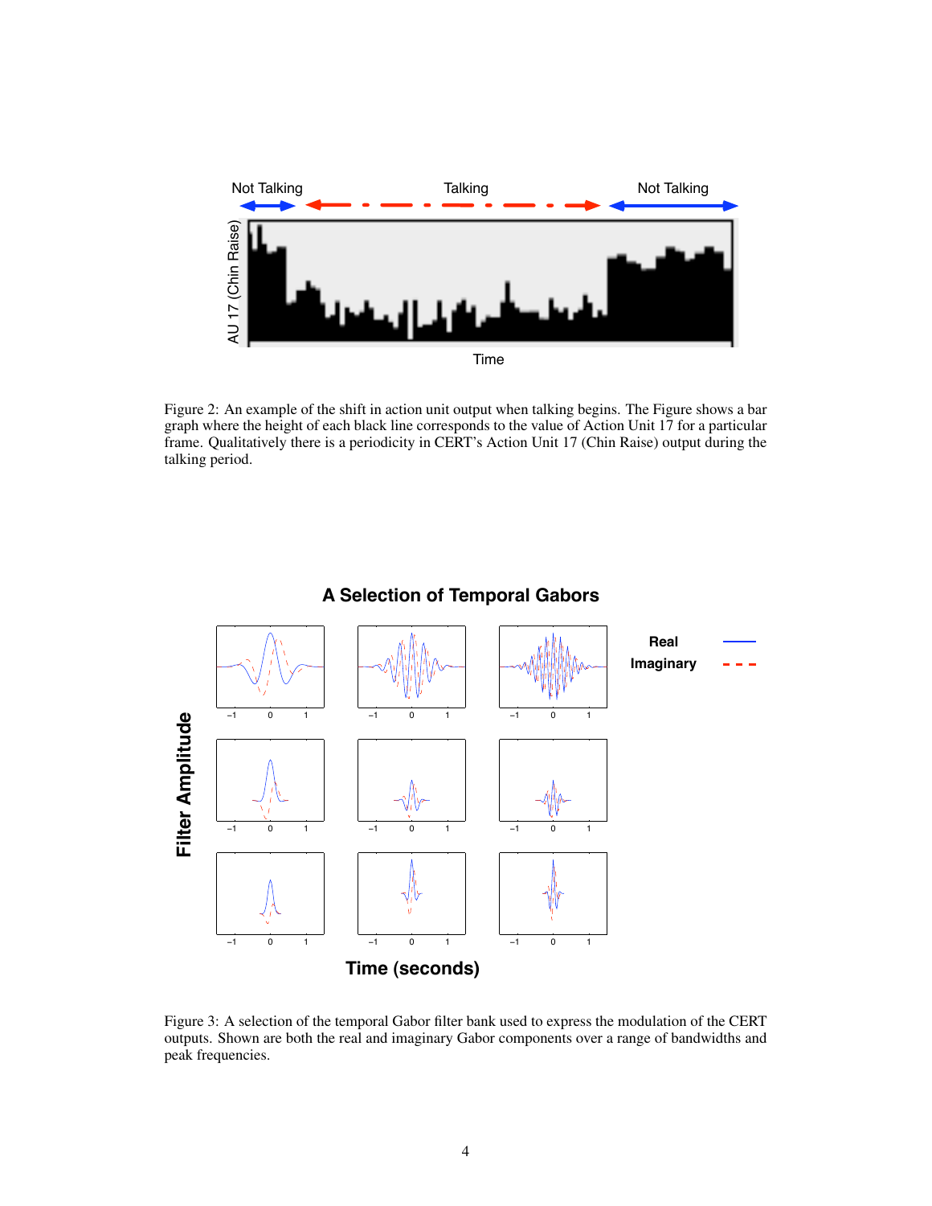Figure 2: An example of the shift in action unit output when talking begins. The Figure shows a bar graph where the height of each black line corresponds to the value of Action Unit 17 for a particular frame. Qualitatively there is a periodicity in CERT's Action Unit 17 (Chin Raise) output during the talking period.

Figure 3: A selection of the temporal Gabor filter bank used to express the modulation of the CERT outputs. Shown are both the real and imaginary Gabor components over a range of bandwidths and peak frequencies.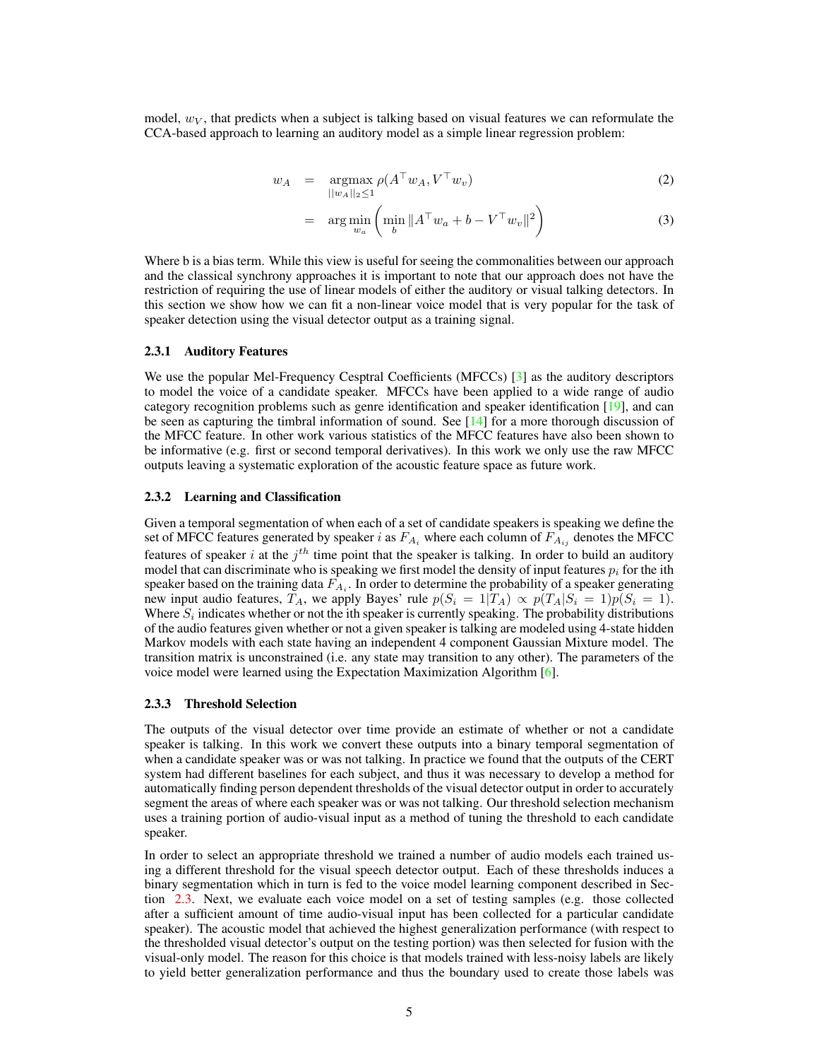model, $w_V$, that predicts when a subject is talking based on visual features we can reformulate the CCA-based approach to learning an auditory model as a simple linear regression problem:

$$
\begin{aligned}
w_A &= \underset{||w_A||_2 \leq 1}{\operatorname{argmax}} \, \rho(A^\top w_A, V^\top w_v) & (2) \\
&= \arg\min_{w_a} \left( \min_b \|A^\top w_a + b - V^\top w_v\|^2 \right) & (3)
\end{aligned}
$$

Where b is a bias term. While this view is useful for seeing the commonalities between our approach and the classical synchrony approaches it is important to note that our approach does not have the restriction of requiring the use of linear models of either the auditory or visual talking detectors. In this section we show how we can fit a non-linear voice model that is very popular for the task of speaker detection using the visual detector output as a training signal.

### 2.3.1 Auditory Features

We use the popular Mel-Frequency Cesptral Coefficients (MFCCs) [3] as the auditory descriptors to model the voice of a candidate speaker. MFCCs have been applied to a wide range of audio category recognition problems such as genre identification and speaker identification [19], and can be seen as capturing the timbral information of sound. See [14] for a more thorough discussion of the MFCC feature. In other work various statistics of the MFCC features have also been shown to be informative (e.g. first or second temporal derivatives). In this work we only use the raw MFCC outputs leaving a systematic exploration of the acoustic feature space as future work.

### 2.3.2 Learning and Classification

Given a temporal segmentation of when each of a set of candidate speakers is speaking we define the set of MFCC features generated by speaker $i$ as $F_{A_i}$ where each column of $F_{A_{ij}}$ denotes the MFCC features of speaker $i$ at the $j^{th}$ time point that the speaker is talking. In order to build an auditory model that can discriminate who is speaking we first model the density of input features $p_i$ for the ith speaker based on the training data $F_{A_i}$. In order to determine the probability of a speaker generating new input audio features, $T_A$, we apply Bayes' rule $p(S_i = 1|T_A) \propto p(T_A|S_i = 1)p(S_i = 1)$. Where $S_i$ indicates whether or not the ith speaker is currently speaking. The probability distributions of the audio features given whether or not a given speaker is talking are modeled using 4-state hidden Markov models with each state having an independent 4 component Gaussian Mixture model. The transition matrix is unconstrained (i.e. any state may transition to any other). The parameters of the voice model were learned using the Expectation Maximization Algorithm [6].

### 2.3.3 Threshold Selection

The outputs of the visual detector over time provide an estimate of whether or not a candidate speaker is talking. In this work we convert these outputs into a binary temporal segmentation of when a candidate speaker was or was not talking. In practice we found that the outputs of the CERT system had different baselines for each subject, and thus it was necessary to develop a method for automatically finding person dependent thresholds of the visual detector output in order to accurately segment the areas of where each speaker was or was not talking. Our threshold selection mechanism uses a training portion of audio-visual input as a method of tuning the threshold to each candidate speaker.

In order to select an appropriate threshold we trained a number of audio models each trained using a different threshold for the visual speech detector output. Each of these thresholds induces a binary segmentation which in turn is fed to the voice model learning component described in Section 2.3. Next, we evaluate each voice model on a set of testing samples (e.g. those collected after a sufficient amount of time audio-visual input has been collected for a particular candidate speaker). The acoustic model that achieved the highest generalization performance (with respect to the thresholded visual detector's output on the testing portion) was then selected for fusion with the visual-only model. The reason for this choice is that models trained with less-noisy labels are likely to yield better generalization performance and thus the boundary used to create those labels was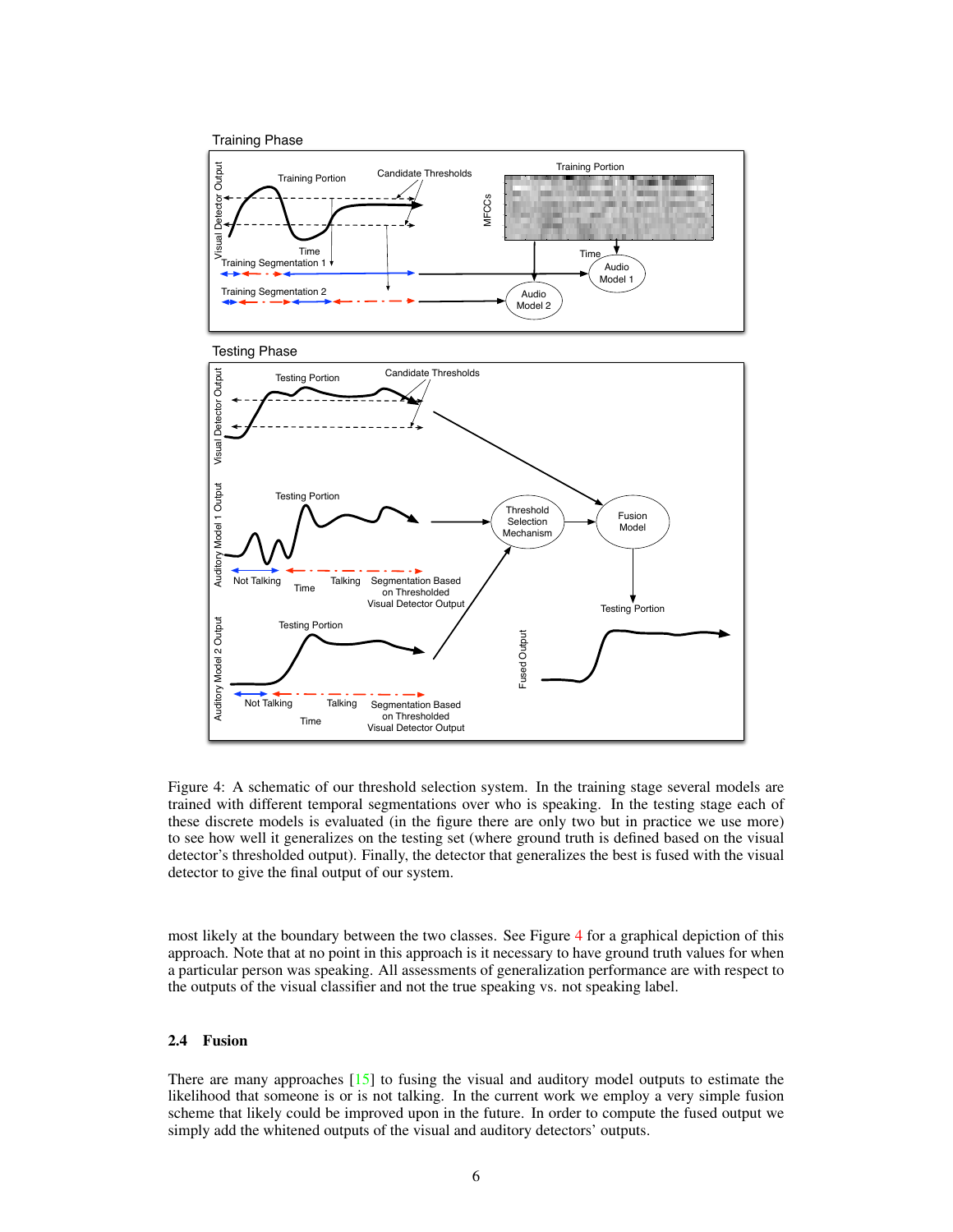Figure 4: A schematic of our threshold selection system. In the training stage several models are trained with different temporal segmentations over who is speaking. In the testing stage each of these discrete models is evaluated (in the figure there are only two but in practice we use more) to see how well it generalizes on the testing set (where ground truth is defined based on the visual detector's thresholded output). Finally, the detector that generalizes the best is fused with the visual detector to give the final output of our system.

most likely at the boundary between the two classes. See Figure 4 for a graphical depiction of this approach. Note that at no point in this approach is it necessary to have ground truth values for when a particular person was speaking. All assessments of generalization performance are with respect to the outputs of the visual classifier and not the true speaking vs. not speaking label.

## 2.4 Fusion

There are many approaches [15] to fusing the visual and auditory model outputs to estimate the likelihood that someone is or is not talking. In the current work we employ a very simple fusion scheme that likely could be improved upon in the future. In order to compute the fused output we simply add the whitened outputs of the visual and auditory detectors' outputs.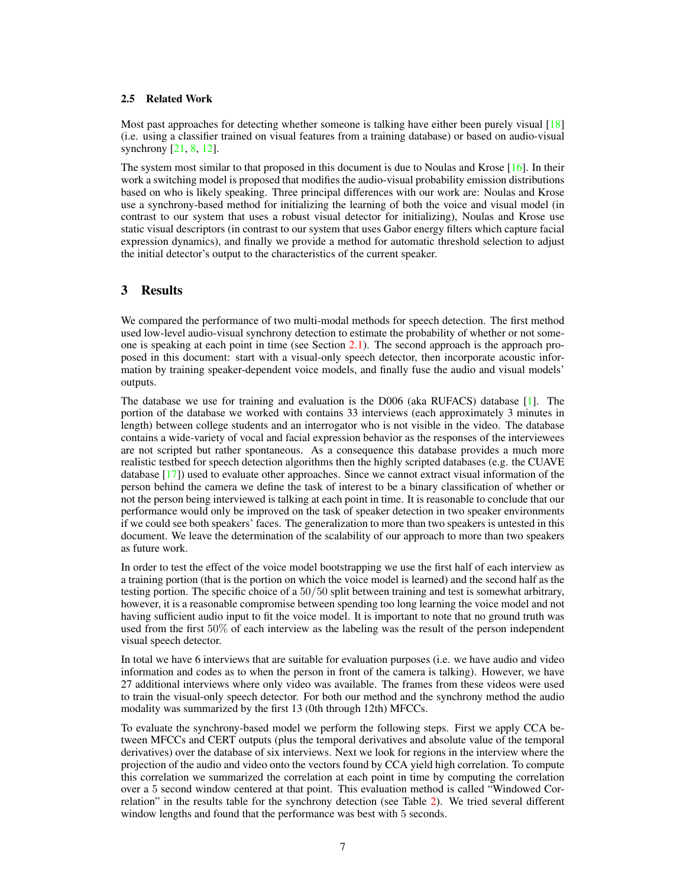### 2.5 Related Work

Most past approaches for detecting whether someone is talking have either been purely visual [18] (i.e. using a classifier trained on visual features from a training database) or based on audio-visual synchrony [21, 8, 12].

The system most similar to that proposed in this document is due to Noulas and Krose [16]. In their work a switching model is proposed that modifies the audio-visual probability emission distributions based on who is likely speaking. Three principal differences with our work are: Noulas and Krose use a synchrony-based method for initializing the learning of both the voice and visual model (in contrast to our system that uses a robust visual detector for initializing), Noulas and Krose use static visual descriptors (in contrast to our system that uses Gabor energy filters which capture facial expression dynamics), and finally we provide a method for automatic threshold selection to adjust the initial detector's output to the characteristics of the current speaker.

## 3 Results

We compared the performance of two multi-modal methods for speech detection. The first method used low-level audio-visual synchrony detection to estimate the probability of whether or not someone is speaking at each point in time (see Section 2.1). The second approach is the approach proposed in this document: start with a visual-only speech detector, then incorporate acoustic information by training speaker-dependent voice models, and finally fuse the audio and visual models' outputs.

The database we use for training and evaluation is the D006 (aka RUFACS) database [1]. The portion of the database we worked with contains 33 interviews (each approximately 3 minutes in length) between college students and an interrogator who is not visible in the video. The database contains a wide-variety of vocal and facial expression behavior as the responses of the interviewees are not scripted but rather spontaneous. As a consequence this database provides a much more realistic testbed for speech detection algorithms then the highly scripted databases (e.g. the CUAVE database [17]) used to evaluate other approaches. Since we cannot extract visual information of the person behind the camera we define the task of interest to be a binary classification of whether or not the person being interviewed is talking at each point in time. It is reasonable to conclude that our performance would only be improved on the task of speaker detection in two speaker environments if we could see both speakers' faces. The generalization to more than two speakers is untested in this document. We leave the determination of the scalability of our approach to more than two speakers as future work.

In order to test the effect of the voice model bootstrapping we use the first half of each interview as a training portion (that is the portion on which the voice model is learned) and the second half as the testing portion. The specific choice of a $50/50$ split between training and test is somewhat arbitrary, however, it is a reasonable compromise between spending too long learning the voice model and not having sufficient audio input to fit the voice model. It is important to note that no ground truth was used from the first $50\%$ of each interview as the labeling was the result of the person independent visual speech detector.

In total we have 6 interviews that are suitable for evaluation purposes (i.e. we have audio and video information and codes as to when the person in front of the camera is talking). However, we have 27 additional interviews where only video was available. The frames from these videos were used to train the visual-only speech detector. For both our method and the synchrony method the audio modality was summarized by the first 13 (0th through 12th) MFCCs.

To evaluate the synchrony-based model we perform the following steps. First we apply CCA between MFCCs and CERT outputs (plus the temporal derivatives and absolute value of the temporal derivatives) over the database of six interviews. Next we look for regions in the interview where the projection of the audio and video onto the vectors found by CCA yield high correlation. To compute this correlation we summarized the correlation at each point in time by computing the correlation over a 5 second window centered at that point. This evaluation method is called "Windowed Correlation" in the results table for the synchrony detection (see Table 2). We tried several different window lengths and found that the performance was best with 5 seconds.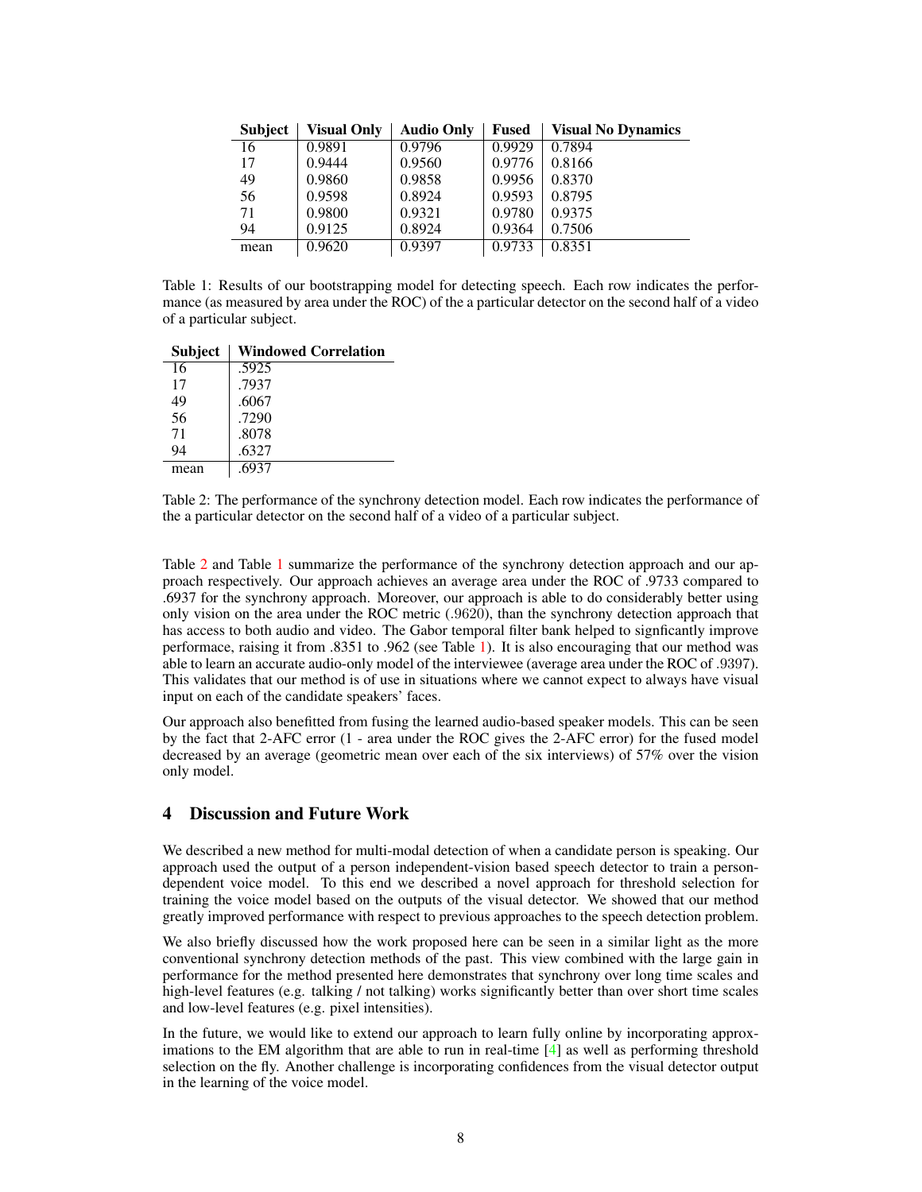| Subject | Visual Only | Audio Only | Fused | Visual No Dynamics |
|---|---|---|---|---|
| 16 | 0.9891 | 0.9796 | 0.9929 | 0.7894 |
| 17 | 0.9444 | 0.9560 | 0.9776 | 0.8166 |
| 49 | 0.9860 | 0.9858 | 0.9956 | 0.8370 |
| 56 | 0.9598 | 0.8924 | 0.9593 | 0.8795 |
| 71 | 0.9800 | 0.9321 | 0.9780 | 0.9375 |
| 94 | 0.9125 | 0.8924 | 0.9364 | 0.7506 |
| mean | 0.9620 | 0.9397 | 0.9733 | 0.8351 |

Table 1: Results of our bootstrapping model for detecting speech. Each row indicates the performance (as measured by area under the ROC) of the a particular detector on the second half of a video of a particular subject.

| Subject | Windowed Correlation |
|---|---|
| 16 | .5925 |
| 17 | .7937 |
| 49 | .6067 |
| 56 | .7290 |
| 71 | .8078 |
| 94 | .6327 |
| mean | .6937 |

Table 2: The performance of the synchrony detection model. Each row indicates the performance of the a particular detector on the second half of a video of a particular subject.

Table 2 and Table 1 summarize the performance of the synchrony detection approach and our approach respectively. Our approach achieves an average area under the ROC of .9733 compared to .6937 for the synchrony approach. Moreover, our approach is able to do considerably better using only vision on the area under the ROC metric (.9620), than the synchrony detection approach that has access to both audio and video. The Gabor temporal filter bank helped to signficantly improve performace, raising it from .8351 to .962 (see Table 1). It is also encouraging that our method was able to learn an accurate audio-only model of the interviewee (average area under the ROC of .9397). This validates that our method is of use in situations where we cannot expect to always have visual input on each of the candidate speakers' faces.

Our approach also benefitted from fusing the learned audio-based speaker models. This can be seen by the fact that 2-AFC error (1 - area under the ROC gives the 2-AFC error) for the fused model decreased by an average (geometric mean over each of the six interviews) of 57% over the vision only model.

## 4 Discussion and Future Work

We described a new method for multi-modal detection of when a candidate person is speaking. Our approach used the output of a person independent-vision based speech detector to train a person-dependent voice model. To this end we described a novel approach for threshold selection for training the voice model based on the outputs of the visual detector. We showed that our method greatly improved performance with respect to previous approaches to the speech detection problem.

We also briefly discussed how the work proposed here can be seen in a similar light as the more conventional synchrony detection methods of the past. This view combined with the large gain in performance for the method presented here demonstrates that synchrony over long time scales and high-level features (e.g. talking / not talking) works significantly better than over short time scales and low-level features (e.g. pixel intensities).

In the future, we would like to extend our approach to learn fully online by incorporating approximations to the EM algorithm that are able to run in real-time [4] as well as performing threshold selection on the fly. Another challenge is incorporating confidences from the visual detector output in the learning of the voice model.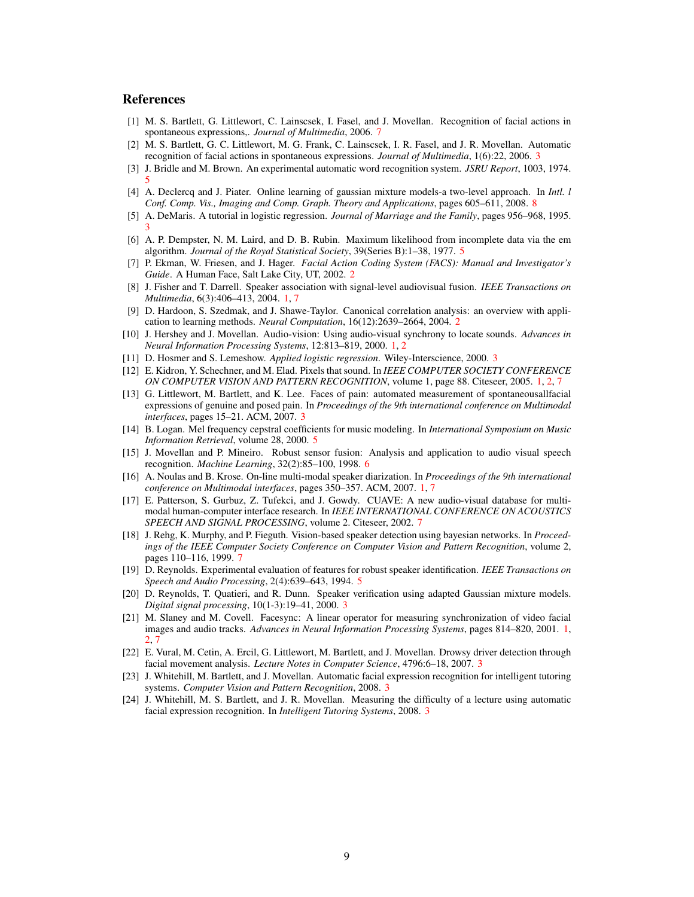## References

[1] M. S. Bartlett, G. Littlewort, C. Lainscsek, I. Fasel, and J. Movellan. Recognition of facial actions in spontaneous expressions,. *Journal of Multimedia*, 2006. 7

[2] M. S. Bartlett, G. C. Littlewort, M. G. Frank, C. Lainscsek, I. R. Fasel, and J. R. Movellan. Automatic recognition of facial actions in spontaneous expressions. *Journal of Multimedia*, 1(6):22, 2006. 3

[3] J. Bridle and M. Brown. An experimental automatic word recognition system. *JSRU Report*, 1003, 1974. 5

[4] A. Declercq and J. Piater. Online learning of gaussian mixture models-a two-level approach. In *Intl. l Conf. Comp. Vis., Imaging and Comp. Graph. Theory and Applications*, pages 605–611, 2008. 8

[5] A. DeMaris. A tutorial in logistic regression. *Journal of Marriage and the Family*, pages 956–968, 1995. 3

[6] A. P. Dempster, N. M. Laird, and D. B. Rubin. Maximum likelihood from incomplete data via the em algorithm. *Journal of the Royal Statistical Society*, 39(Series B):1–38, 1977. 5

[7] P. Ekman, W. Friesen, and J. Hager. *Facial Action Coding System (FACS): Manual and Investigator's Guide*. A Human Face, Salt Lake City, UT, 2002. 2

[8] J. Fisher and T. Darrell. Speaker association with signal-level audiovisual fusion. *IEEE Transactions on Multimedia*, 6(3):406–413, 2004. 1, 7

[9] D. Hardoon, S. Szedmak, and J. Shawe-Taylor. Canonical correlation analysis: an overview with application to learning methods. *Neural Computation*, 16(12):2639–2664, 2004. 2

[10] J. Hershey and J. Movellan. Audio-vision: Using audio-visual synchrony to locate sounds. *Advances in Neural Information Processing Systems*, 12:813–819, 2000. 1, 2

[11] D. Hosmer and S. Lemeshow. *Applied logistic regression*. Wiley-Interscience, 2000. 3

[12] E. Kidron, Y. Schechner, and M. Elad. Pixels that sound. In *IEEE COMPUTER SOCIETY CONFERENCE ON COMPUTER VISION AND PATTERN RECOGNITION*, volume 1, page 88. Citeseer, 2005. 1, 2, 7

[13] G. Littlewort, M. Bartlett, and K. Lee. Faces of pain: automated measurement of spontaneousallfacial expressions of genuine and posed pain. In *Proceedings of the 9th international conference on Multimodal interfaces*, pages 15–21. ACM, 2007. 3

[14] B. Logan. Mel frequency cepstral coefficients for music modeling. In *International Symposium on Music Information Retrieval*, volume 28, 2000. 5

[15] J. Movellan and P. Mineiro. Robust sensor fusion: Analysis and application to audio visual speech recognition. *Machine Learning*, 32(2):85–100, 1998. 6

[16] A. Noulas and B. Krose. On-line multi-modal speaker diarization. In *Proceedings of the 9th international conference on Multimodal interfaces*, pages 350–357. ACM, 2007. 1, 7

[17] E. Patterson, S. Gurbuz, Z. Tufekci, and J. Gowdy. CUAVE: A new audio-visual database for multimodal human-computer interface research. In *IEEE INTERNATIONAL CONFERENCE ON ACOUSTICS SPEECH AND SIGNAL PROCESSING*, volume 2. Citeseer, 2002. 7

[18] J. Rehg, K. Murphy, and P. Fieguth. Vision-based speaker detection using bayesian networks. In *Proceedings of the IEEE Computer Society Conference on Computer Vision and Pattern Recognition*, volume 2, pages 110–116, 1999. 7

[19] D. Reynolds. Experimental evaluation of features for robust speaker identification. *IEEE Transactions on Speech and Audio Processing*, 2(4):639–643, 1994. 5

[20] D. Reynolds, T. Quatieri, and R. Dunn. Speaker verification using adapted Gaussian mixture models. *Digital signal processing*, 10(1-3):19–41, 2000. 3

[21] M. Slaney and M. Covell. Facesync: A linear operator for measuring synchronization of video facial images and audio tracks. *Advances in Neural Information Processing Systems*, pages 814–820, 2001. 1, 2, 7

[22] E. Vural, M. Cetin, A. Ercil, G. Littlewort, M. Bartlett, and J. Movellan. Drowsy driver detection through facial movement analysis. *Lecture Notes in Computer Science*, 4796:6–18, 2007. 3

[23] J. Whitehill, M. Bartlett, and J. Movellan. Automatic facial expression recognition for intelligent tutoring systems. *Computer Vision and Pattern Recognition*, 2008. 3

[24] J. Whitehill, M. S. Bartlett, and J. R. Movellan. Measuring the difficulty of a lecture using automatic facial expression recognition. In *Intelligent Tutoring Systems*, 2008. 3